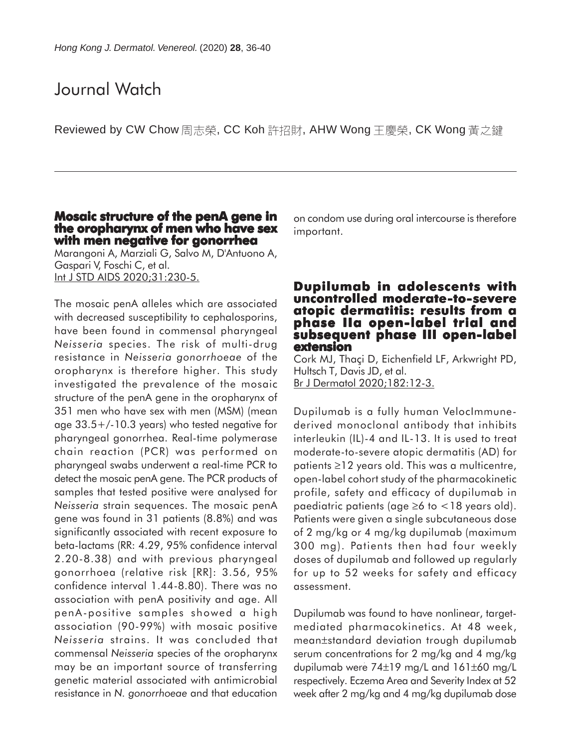# Journal Watch

Reviewed by CW Chow 周志榮, CC Koh 許招財, AHW Wong 王慶榮, CK Wong 黃之鍵

## Mosaic structure of the penA gene in the oropharynx of men who have sex with men negative for gonorrhea

Marangoni A, Marziali G, Salvo M, D'Antuono A, Gaspari V, Foschi C, et al.
Int J STD AIDS 2020;31:230-5.

The mosaic penA alleles which are associated with decreased susceptibility to cephalosporins, have been found in commensal pharyngeal *Neisseria* species. The risk of multi-drug resistance in *Neisseria gonorrhoeae* of the oropharynx is therefore higher. This study investigated the prevalence of the mosaic structure of the penA gene in the oropharynx of 351 men who have sex with men (MSM) (mean age 33.5+/-10.3 years) who tested negative for pharyngeal gonorrhea. Real-time polymerase chain reaction (PCR) was performed on pharyngeal swabs underwent a real-time PCR to detect the mosaic penA gene. The PCR products of samples that tested positive were analysed for *Neisseria* strain sequences. The mosaic penA gene was found in 31 patients (8.8%) and was significantly associated with recent exposure to beta-lactams (RR: 4.29, 95% confidence interval 2.20-8.38) and with previous pharyngeal gonorrhoea (relative risk [RR]: 3.56, 95% confidence interval 1.44-8.80). There was no association with penA positivity and age. All penA-positive samples showed a high association (90-99%) with mosaic positive *Neisseria* strains. It was concluded that commensal *Neisseria* species of the oropharynx may be an important source of transferring genetic material associated with antimicrobial resistance in *N. gonorrhoeae* and that education on condom use during oral intercourse is therefore important.

## Dupilumab in adolescents with uncontrolled moderate-to-severe atopic dermatitis: results from a phase IIa open-label trial and subsequent phase III open-label extension

Cork MJ, Thaçi D, Eichenfield LF, Arkwright PD, Hultsch T, Davis JD, et al.
Br J Dermatol 2020;182:12-3.

Dupilumab is a fully human VelocImmune-derived monoclonal antibody that inhibits interleukin (IL)-4 and IL-13. It is used to treat moderate-to-severe atopic dermatitis (AD) for patients ≥12 years old. This was a multicentre, open-label cohort study of the pharmacokinetic profile, safety and efficacy of dupilumab in paediatric patients (age ≥6 to <18 years old). Patients were given a single subcutaneous dose of 2 mg/kg or 4 mg/kg dupilumab (maximum 300 mg). Patients then had four weekly doses of dupilumab and followed up regularly for up to 52 weeks for safety and efficacy assessment.

Dupilumab was found to have nonlinear, target-mediated pharmacokinetics. At 48 week, mean±standard deviation trough dupilumab serum concentrations for 2 mg/kg and 4 mg/kg dupilumab were 74±19 mg/L and 161±60 mg/L respectively. Eczema Area and Severity Index at 52 week after 2 mg/kg and 4 mg/kg dupilumab dose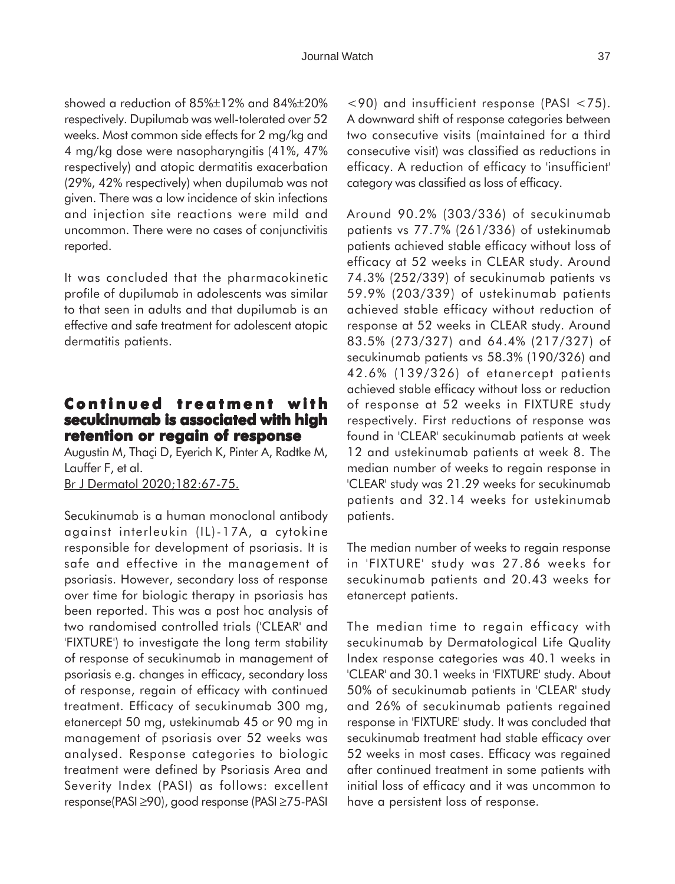showed a reduction of 85%±12% and 84%±20% respectively. Dupilumab was well-tolerated over 52 weeks. Most common side effects for 2 mg/kg and 4 mg/kg dose were nasopharyngitis (41%, 47% respectively) and atopic dermatitis exacerbation (29%, 42% respectively) when dupilumab was not given. There was a low incidence of skin infections and injection site reactions were mild and uncommon. There were no cases of conjunctivitis reported.

It was concluded that the pharmacokinetic profile of dupilumab in adolescents was similar to that seen in adults and that dupilumab is an effective and safe treatment for adolescent atopic dermatitis patients.

## Continued treatment with secukinumab is associated with high retention or regain of response

Augustin M, Thaçi D, Eyerich K, Pinter A, Radtke M, Lauffer F, et al.
Br J Dermatol 2020;182:67-75.

Secukinumab is a human monoclonal antibody against interleukin (IL)-17A, a cytokine responsible for development of psoriasis. It is safe and effective in the management of psoriasis. However, secondary loss of response over time for biologic therapy in psoriasis has been reported. This was a post hoc analysis of two randomised controlled trials ('CLEAR' and 'FIXTURE') to investigate the long term stability of response of secukinumab in management of psoriasis e.g. changes in efficacy, secondary loss of response, regain of efficacy with continued treatment. Efficacy of secukinumab 300 mg, etanercept 50 mg, ustekinumab 45 or 90 mg in management of psoriasis over 52 weeks was analysed. Response categories to biologic treatment were defined by Psoriasis Area and Severity Index (PASI) as follows: excellent response(PASI ≥90), good response (PASI ≥75-PASI <90) and insufficient response (PASI <75). A downward shift of response categories between two consecutive visits (maintained for a third consecutive visit) was classified as reductions in efficacy. A reduction of efficacy to 'insufficient' category was classified as loss of efficacy.

Around 90.2% (303/336) of secukinumab patients vs 77.7% (261/336) of ustekinumab patients achieved stable efficacy without loss of efficacy at 52 weeks in CLEAR study. Around 74.3% (252/339) of secukinumab patients vs 59.9% (203/339) of ustekinumab patients achieved stable efficacy without reduction of response at 52 weeks in CLEAR study. Around 83.5% (273/327) and 64.4% (217/327) of secukinumab patients vs 58.3% (190/326) and 42.6% (139/326) of etanercept patients achieved stable efficacy without loss or reduction of response at 52 weeks in FIXTURE study respectively. First reductions of response was found in 'CLEAR' secukinumab patients at week 12 and ustekinumab patients at week 8. The median number of weeks to regain response in 'CLEAR' study was 21.29 weeks for secukinumab patients and 32.14 weeks for ustekinumab patients.

The median number of weeks to regain response in 'FIXTURE' study was 27.86 weeks for secukinumab patients and 20.43 weeks for etanercept patients.

The median time to regain efficacy with secukinumab by Dermatological Life Quality Index response categories was 40.1 weeks in 'CLEAR' and 30.1 weeks in 'FIXTURE' study. About 50% of secukinumab patients in 'CLEAR' study and 26% of secukinumab patients regained response in 'FIXTURE' study. It was concluded that secukinumab treatment had stable efficacy over 52 weeks in most cases. Efficacy was regained after continued treatment in some patients with initial loss of efficacy and it was uncommon to have a persistent loss of response.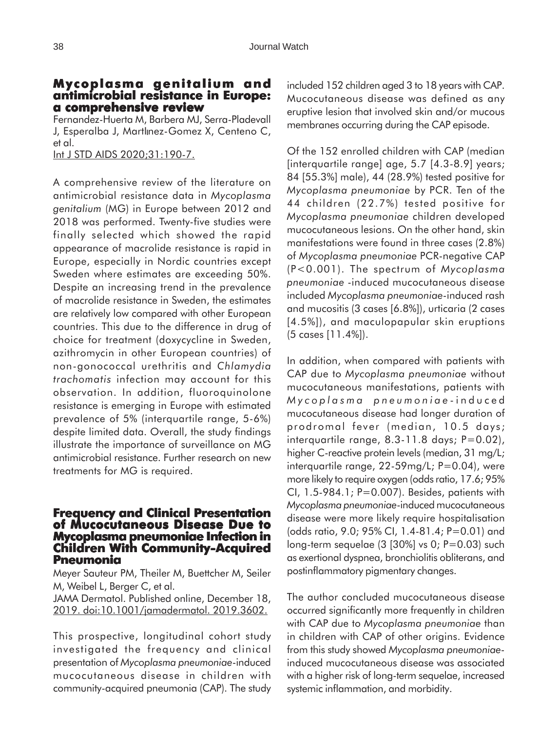## Mycoplasma genitalium and antimicrobial resistance in Europe: a comprehensive review

Fernandez-Huerta M, Barbera MJ, Serra-Pladevall J, Esperalba J, MartÌnez-Gomez X, Centeno C, et al.

Int J STD AIDS 2020;31:190-7.

A comprehensive review of the literature on antimicrobial resistance data in *Mycoplasma genitalium* (MG) in Europe between 2012 and 2018 was performed. Twenty-five studies were finally selected which showed the rapid appearance of macrolide resistance is rapid in Europe, especially in Nordic countries except Sweden where estimates are exceeding 50%. Despite an increasing trend in the prevalence of macrolide resistance in Sweden, the estimates are relatively low compared with other European countries. This due to the difference in drug of choice for treatment (doxycycline in Sweden, azithromycin in other European countries) of non-gonococcal urethritis and *Chlamydia trachomatis* infection may account for this observation. In addition, fluoroquinolone resistance is emerging in Europe with estimated prevalence of 5% (interquartile range, 5-6%) despite limited data. Overall, the study findings illustrate the importance of surveillance on MG antimicrobial resistance. Further research on new treatments for MG is required.

## Frequency and Clinical Presentation of Mucocutaneous Disease Due to Mycoplasma pneumoniae Infection in Children With Community-Acquired Pneumonia

Meyer Sauteur PM, Theiler M, Buettcher M, Seiler M, Weibel L, Berger C, et al.

JAMA Dermatol. Published online, December 18, 2019. doi:10.1001/jamadermatol. 2019.3602.

This prospective, longitudinal cohort study investigated the frequency and clinical presentation of *Mycoplasma pneumoniae*-induced mucocutaneous disease in children with community-acquired pneumonia (CAP). The study included 152 children aged 3 to 18 years with CAP. Mucocutaneous disease was defined as any eruptive lesion that involved skin and/or mucous membranes occurring during the CAP episode.

Of the 152 enrolled children with CAP (median [interquartile range] age, 5.7 [4.3-8.9] years; 84 [55.3%] male), 44 (28.9%) tested positive for *Mycoplasma pneumoniae* by PCR. Ten of the 44 children (22.7%) tested positive for *Mycoplasma pneumoniae* children developed mucocutaneous lesions. On the other hand, skin manifestations were found in three cases (2.8%) of *Mycoplasma pneumoniae* PCR-negative CAP ($P<0.001$). The spectrum of *Mycoplasma pneumoniae* -induced mucocutaneous disease included *Mycoplasma pneumoniae*-induced rash and mucositis (3 cases [6.8%]), urticaria (2 cases [4.5%]), and maculopapular skin eruptions (5 cases [11.4%]).

In addition, when compared with patients with CAP due to *Mycoplasma pneumoniae* without mucocutaneous manifestations, patients with *Mycoplasma pneumoniae*-induced mucocutaneous disease had longer duration of prodromal fever (median, 10.5 days; interquartile range, 8.3-11.8 days; $P=0.02$), higher C-reactive protein levels (median, 31 mg/L; interquartile range, 22-59mg/L; $P=0.04$), were more likely to require oxygen (odds ratio, 17.6; 95% CI, 1.5-984.1; $P=0.007$). Besides, patients with *Mycoplasma pneumoniae*-induced mucocutaneous disease were more likely require hospitalisation (odds ratio, 9.0; 95% CI, 1.4-81.4; $P=0.01$) and long-term sequelae (3 [30%] vs 0; $P=0.03$) such as exertional dyspnea, bronchiolitis obliterans, and postinflammatory pigmentary changes.

The author concluded mucocutaneous disease occurred significantly more frequently in children with CAP due to *Mycoplasma pneumoniae* than in children with CAP of other origins. Evidence from this study showed *Mycoplasma pneumoniae*-induced mucocutaneous disease was associated with a higher risk of long-term sequelae, increased systemic inflammation, and morbidity.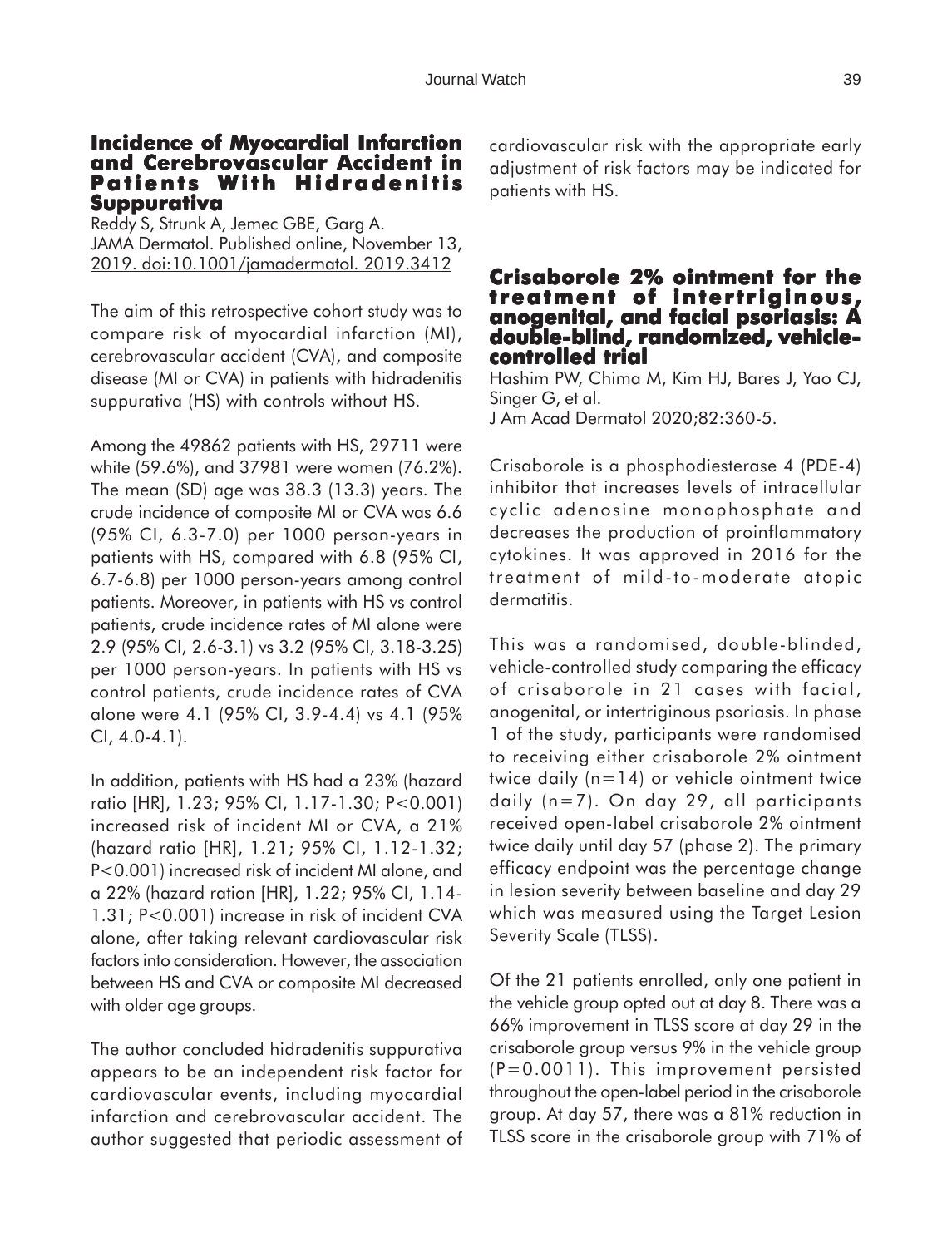## Incidence of Myocardial Infarction and Cerebrovascular Accident in Patients With Hidradenitis Suppurativa

Reddy S, Strunk A, Jemec GBE, Garg A.
JAMA Dermatol. Published online, November 13, 2019. doi:10.1001/jamadermatol. 2019.3412

The aim of this retrospective cohort study was to compare risk of myocardial infarction (MI), cerebrovascular accident (CVA), and composite disease (MI or CVA) in patients with hidradenitis suppurativa (HS) with controls without HS.

Among the 49862 patients with HS, 29711 were white (59.6%), and 37981 were women (76.2%). The mean (SD) age was 38.3 (13.3) years. The crude incidence of composite MI or CVA was 6.6 (95% CI, 6.3-7.0) per 1000 person-years in patients with HS, compared with 6.8 (95% CI, 6.7-6.8) per 1000 person-years among control patients. Moreover, in patients with HS vs control patients, crude incidence rates of MI alone were 2.9 (95% CI, 2.6-3.1) vs 3.2 (95% CI, 3.18-3.25) per 1000 person-years. In patients with HS vs control patients, crude incidence rates of CVA alone were 4.1 (95% CI, 3.9-4.4) vs 4.1 (95% CI, 4.0-4.1).

In addition, patients with HS had a 23% (hazard ratio [HR], 1.23; 95% CI, 1.17-1.30; P<0.001) increased risk of incident MI or CVA, a 21% (hazard ratio [HR], 1.21; 95% CI, 1.12-1.32; P<0.001) increased risk of incident MI alone, and a 22% (hazard ration [HR], 1.22; 95% CI, 1.14-1.31; P<0.001) increase in risk of incident CVA alone, after taking relevant cardiovascular risk factors into consideration. However, the association between HS and CVA or composite MI decreased with older age groups.

The author concluded hidradenitis suppurativa appears to be an independent risk factor for cardiovascular events, including myocardial infarction and cerebrovascular accident. The author suggested that periodic assessment of cardiovascular risk with the appropriate early adjustment of risk factors may be indicated for patients with HS.

## Crisaborole 2% ointment for the treatment of intertriginous, anogenital, and facial psoriasis: A double-blind, randomized, vehicle-controlled trial

Hashim PW, Chima M, Kim HJ, Bares J, Yao CJ, Singer G, et al.
J Am Acad Dermatol 2020;82:360-5.

Crisaborole is a phosphodiesterase 4 (PDE-4) inhibitor that increases levels of intracellular cyclic adenosine monophosphate and decreases the production of proinflammatory cytokines. It was approved in 2016 for the treatment of mild-to-moderate atopic dermatitis.

This was a randomised, double-blinded, vehicle-controlled study comparing the efficacy of crisaborole in 21 cases with facial, anogenital, or intertriginous psoriasis. In phase 1 of the study, participants were randomised to receiving either crisaborole 2% ointment twice daily (n=14) or vehicle ointment twice daily (n=7). On day 29, all participants received open-label crisaborole 2% ointment twice daily until day 57 (phase 2). The primary efficacy endpoint was the percentage change in lesion severity between baseline and day 29 which was measured using the Target Lesion Severity Scale (TLSS).

Of the 21 patients enrolled, only one patient in the vehicle group opted out at day 8. There was a 66% improvement in TLSS score at day 29 in the crisaborole group versus 9% in the vehicle group (P=0.0011). This improvement persisted throughout the open-label period in the crisaborole group. At day 57, there was a 81% reduction in TLSS score in the crisaborole group with 71% of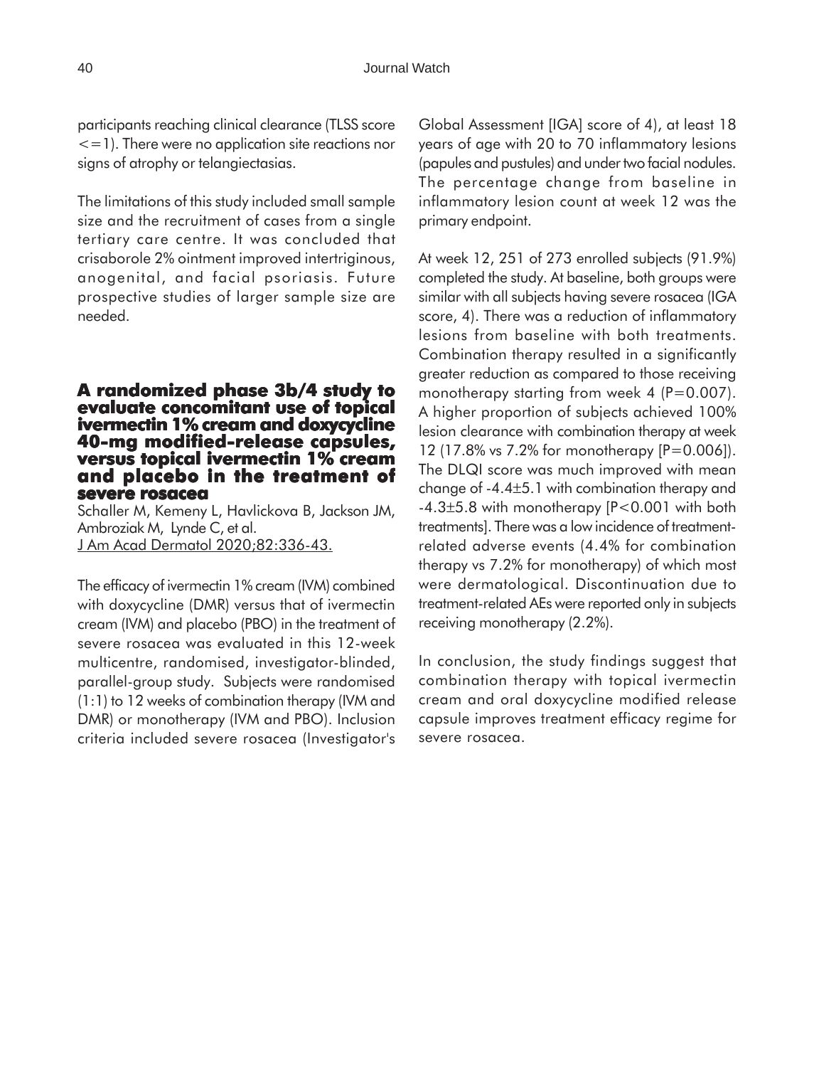participants reaching clinical clearance (TLSS score <=1). There were no application site reactions nor signs of atrophy or telangiectasias.

The limitations of this study included small sample size and the recruitment of cases from a single tertiary care centre. It was concluded that crisaborole 2% ointment improved intertriginous, anogenital, and facial psoriasis. Future prospective studies of larger sample size are needed.

## A randomized phase 3b/4 study to evaluate concomitant use of topical ivermectin 1% cream and doxycycline 40-mg modified-release capsules, versus topical ivermectin 1% cream and placebo in the treatment of severe rosacea

Schaller M, Kemeny L, Havlickova B, Jackson JM, Ambroziak M, Lynde C, et al.
J Am Acad Dermatol 2020;82:336-43.

The efficacy of ivermectin 1% cream (IVM) combined with doxycycline (DMR) versus that of ivermectin cream (IVM) and placebo (PBO) in the treatment of severe rosacea was evaluated in this 12-week multicentre, randomised, investigator-blinded, parallel-group study. Subjects were randomised (1:1) to 12 weeks of combination therapy (IVM and DMR) or monotherapy (IVM and PBO). Inclusion criteria included severe rosacea (Investigator's Global Assessment [IGA] score of 4), at least 18 years of age with 20 to 70 inflammatory lesions (papules and pustules) and under two facial nodules. The percentage change from baseline in inflammatory lesion count at week 12 was the primary endpoint.

At week 12, 251 of 273 enrolled subjects (91.9%) completed the study. At baseline, both groups were similar with all subjects having severe rosacea (IGA score, 4). There was a reduction of inflammatory lesions from baseline with both treatments. Combination therapy resulted in a significantly greater reduction as compared to those receiving monotherapy starting from week 4 ($P=0.007$). A higher proportion of subjects achieved 100% lesion clearance with combination therapy at week 12 (17.8% vs 7.2% for monotherapy [$P=0.006$]). The DLQI score was much improved with mean change of $-4.4\pm5.1$ with combination therapy and $-4.3\pm5.8$ with monotherapy [$P<0.001$ with both treatments]. There was a low incidence of treatment-related adverse events (4.4% for combination therapy vs 7.2% for monotherapy) of which most were dermatological. Discontinuation due to treatment-related AEs were reported only in subjects receiving monotherapy (2.2%).

In conclusion, the study findings suggest that combination therapy with topical ivermectin cream and oral doxycycline modified release capsule improves treatment efficacy regime for severe rosacea.